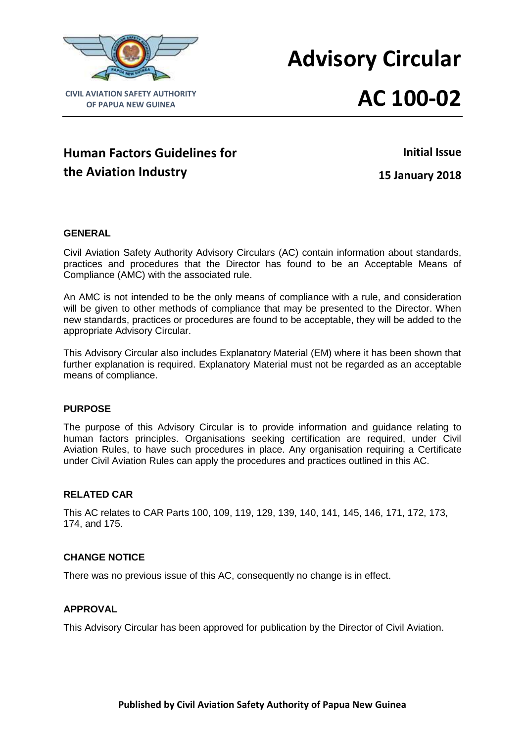CIVIL AVIATION SAFETY AUTHORITY
OF PAPUA NEW GUINEA

# Advisory Circular

# AC 100-02

## Human Factors Guidelines for the Aviation Industry

**Initial Issue**

**15 January 2018**

### GENERAL

Civil Aviation Safety Authority Advisory Circulars (AC) contain information about standards, practices and procedures that the Director has found to be an Acceptable Means of Compliance (AMC) with the associated rule.

An AMC is not intended to be the only means of compliance with a rule, and consideration will be given to other methods of compliance that may be presented to the Director. When new standards, practices or procedures are found to be acceptable, they will be added to the appropriate Advisory Circular.

This Advisory Circular also includes Explanatory Material (EM) where it has been shown that further explanation is required. Explanatory Material must not be regarded as an acceptable means of compliance.

### PURPOSE

The purpose of this Advisory Circular is to provide information and guidance relating to human factors principles. Organisations seeking certification are required, under Civil Aviation Rules, to have such procedures in place. Any organisation requiring a Certificate under Civil Aviation Rules can apply the procedures and practices outlined in this AC.

### RELATED CAR

This AC relates to CAR Parts 100, 109, 119, 129, 139, 140, 141, 145, 146, 171, 172, 173, 174, and 175.

### CHANGE NOTICE

There was no previous issue of this AC, consequently no change is in effect.

### APPROVAL

This Advisory Circular has been approved for publication by the Director of Civil Aviation.

**Published by Civil Aviation Safety Authority of Papua New Guinea**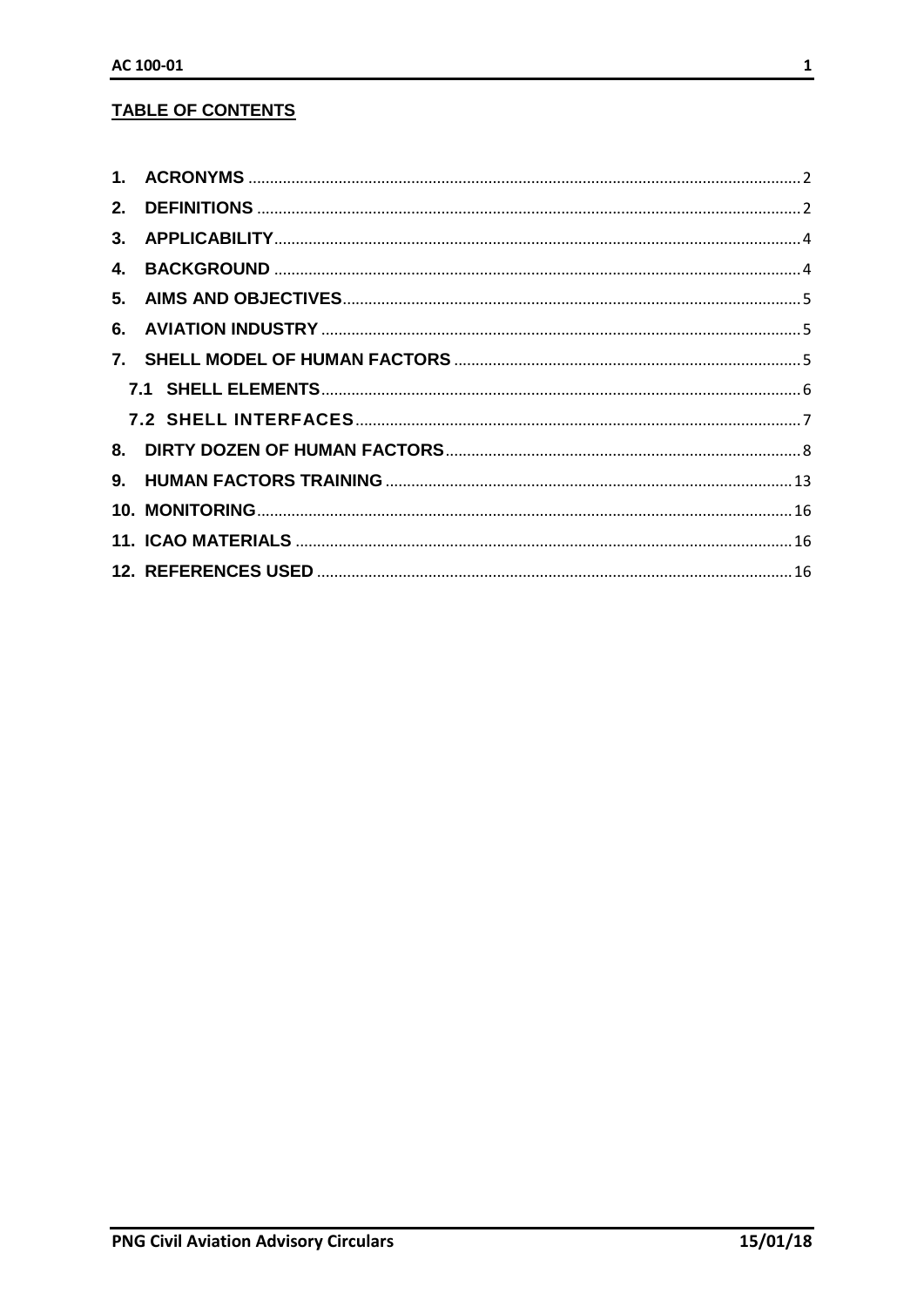## TABLE OF CONTENTS

1. ACRONYMS ..... 2
2. DEFINITIONS ..... 2
3. APPLICABILITY ..... 4
4. BACKGROUND ..... 4
5. AIMS AND OBJECTIVES ..... 5
6. AVIATION INDUSTRY ..... 5
7. SHELL MODEL OF HUMAN FACTORS ..... 5
   - 7.1 SHELL ELEMENTS ..... 6
   - 7.2 SHELL INTERFACES ..... 7
8. DIRTY DOZEN OF HUMAN FACTORS ..... 8
9. HUMAN FACTORS TRAINING ..... 13
10. MONITORING ..... 16
11. ICAO MATERIALS ..... 16
12. REFERENCES USED ..... 16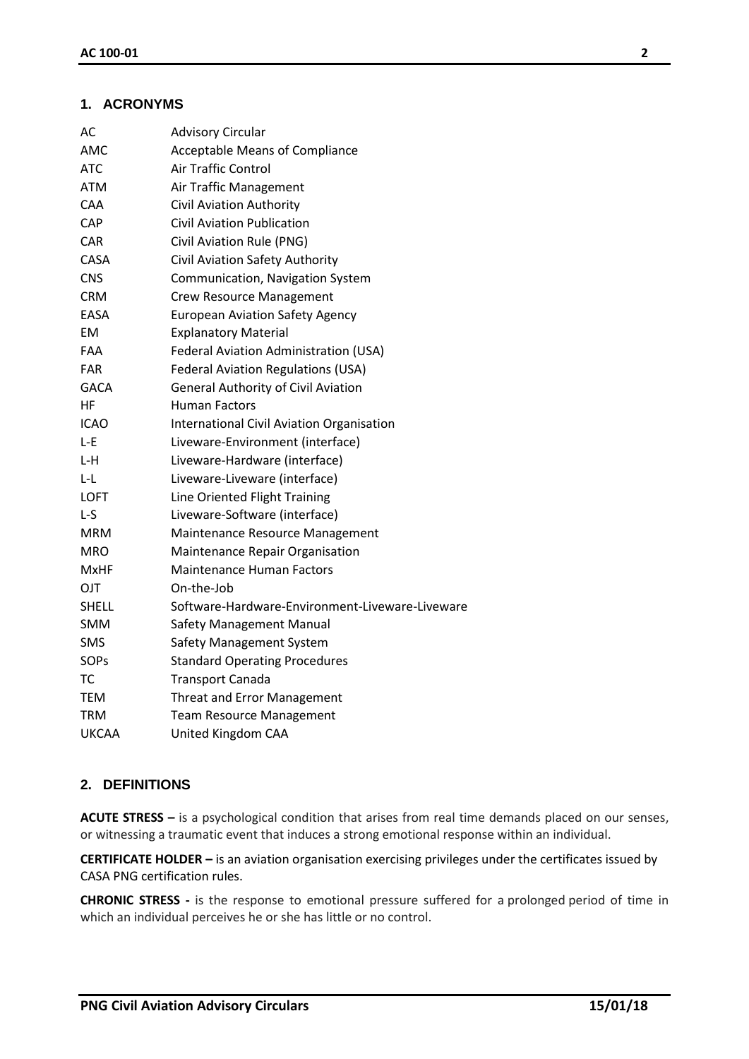## 1. ACRONYMS

| | |
|---|---|
| AC | Advisory Circular |
| AMC | Acceptable Means of Compliance |
| ATC | Air Traffic Control |
| ATM | Air Traffic Management |
| CAA | Civil Aviation Authority |
| CAP | Civil Aviation Publication |
| CAR | Civil Aviation Rule (PNG) |
| CASA | Civil Aviation Safety Authority |
| CNS | Communication, Navigation System |
| CRM | Crew Resource Management |
| EASA | European Aviation Safety Agency |
| EM | Explanatory Material |
| FAA | Federal Aviation Administration (USA) |
| FAR | Federal Aviation Regulations (USA) |
| GACA | General Authority of Civil Aviation |
| HF | Human Factors |
| ICAO | International Civil Aviation Organisation |
| L-E | Liveware-Environment (interface) |
| L-H | Liveware-Hardware (interface) |
| L-L | Liveware-Liveware (interface) |
| LOFT | Line Oriented Flight Training |
| L-S | Liveware-Software (interface) |
| MRM | Maintenance Resource Management |
| MRO | Maintenance Repair Organisation |
| MxHF | Maintenance Human Factors |
| OJT | On-the-Job |
| SHELL | Software-Hardware-Environment-Liveware-Liveware |
| SMM | Safety Management Manual |
| SMS | Safety Management System |
| SOPs | Standard Operating Procedures |
| TC | Transport Canada |
| TEM | Threat and Error Management |
| TRM | Team Resource Management |
| UKCAA | United Kingdom CAA |

## 2. DEFINITIONS

**ACUTE STRESS –** is a psychological condition that arises from real time demands placed on our senses, or witnessing a traumatic event that induces a strong emotional response within an individual.

**CERTIFICATE HOLDER –** is an aviation organisation exercising privileges under the certificates issued by CASA PNG certification rules.

**CHRONIC STRESS -** is the response to emotional pressure suffered for a prolonged period of time in which an individual perceives he or she has little or no control.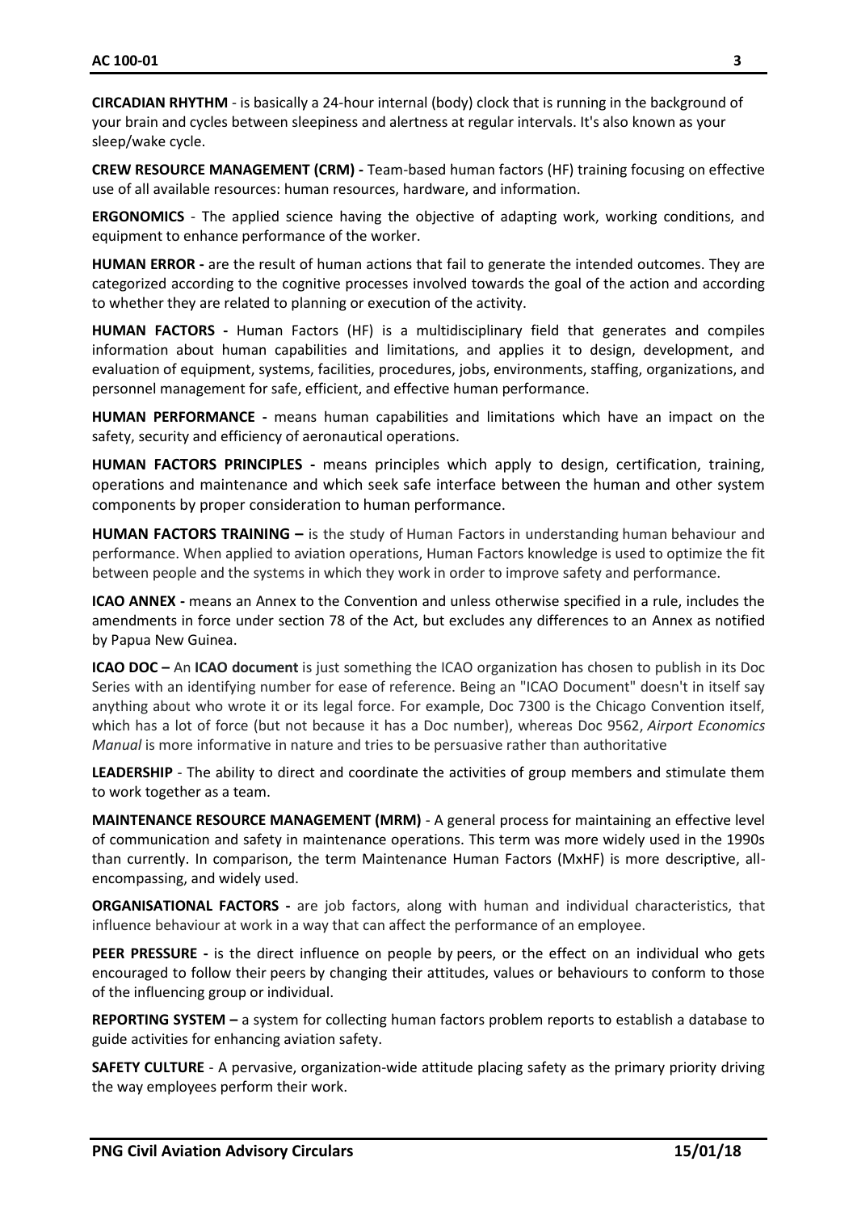**CIRCADIAN RHYTHM** - is basically a 24-hour internal (body) clock that is running in the background of your brain and cycles between sleepiness and alertness at regular intervals. It's also known as your sleep/wake cycle.

**CREW RESOURCE MANAGEMENT (CRM) -** Team-based human factors (HF) training focusing on effective use of all available resources: human resources, hardware, and information.

**ERGONOMICS** - The applied science having the objective of adapting work, working conditions, and equipment to enhance performance of the worker.

**HUMAN ERROR -** are the result of human actions that fail to generate the intended outcomes. They are categorized according to the cognitive processes involved towards the goal of the action and according to whether they are related to planning or execution of the activity.

**HUMAN FACTORS -** Human Factors (HF) is a multidisciplinary field that generates and compiles information about human capabilities and limitations, and applies it to design, development, and evaluation of equipment, systems, facilities, procedures, jobs, environments, staffing, organizations, and personnel management for safe, efficient, and effective human performance.

**HUMAN PERFORMANCE -** means human capabilities and limitations which have an impact on the safety, security and efficiency of aeronautical operations.

**HUMAN FACTORS PRINCIPLES -** means principles which apply to design, certification, training, operations and maintenance and which seek safe interface between the human and other system components by proper consideration to human performance.

**HUMAN FACTORS TRAINING –** is the study of Human Factors in understanding human behaviour and performance. When applied to aviation operations, Human Factors knowledge is used to optimize the fit between people and the systems in which they work in order to improve safety and performance.

**ICAO ANNEX -** means an Annex to the Convention and unless otherwise specified in a rule, includes the amendments in force under section 78 of the Act, but excludes any differences to an Annex as notified by Papua New Guinea.

**ICAO DOC –** An **ICAO document** is just something the ICAO organization has chosen to publish in its Doc Series with an identifying number for ease of reference. Being an "ICAO Document" doesn't in itself say anything about who wrote it or its legal force. For example, Doc 7300 is the Chicago Convention itself, which has a lot of force (but not because it has a Doc number), whereas Doc 9562, *Airport Economics Manual* is more informative in nature and tries to be persuasive rather than authoritative

**LEADERSHIP** - The ability to direct and coordinate the activities of group members and stimulate them to work together as a team.

**MAINTENANCE RESOURCE MANAGEMENT (MRM)** - A general process for maintaining an effective level of communication and safety in maintenance operations. This term was more widely used in the 1990s than currently. In comparison, the term Maintenance Human Factors (MxHF) is more descriptive, all-encompassing, and widely used.

**ORGANISATIONAL FACTORS -** are job factors, along with human and individual characteristics, that influence behaviour at work in a way that can affect the performance of an employee.

**PEER PRESSURE -** is the direct influence on people by peers, or the effect on an individual who gets encouraged to follow their peers by changing their attitudes, values or behaviours to conform to those of the influencing group or individual.

**REPORTING SYSTEM –** a system for collecting human factors problem reports to establish a database to guide activities for enhancing aviation safety.

**SAFETY CULTURE** - A pervasive, organization-wide attitude placing safety as the primary priority driving the way employees perform their work.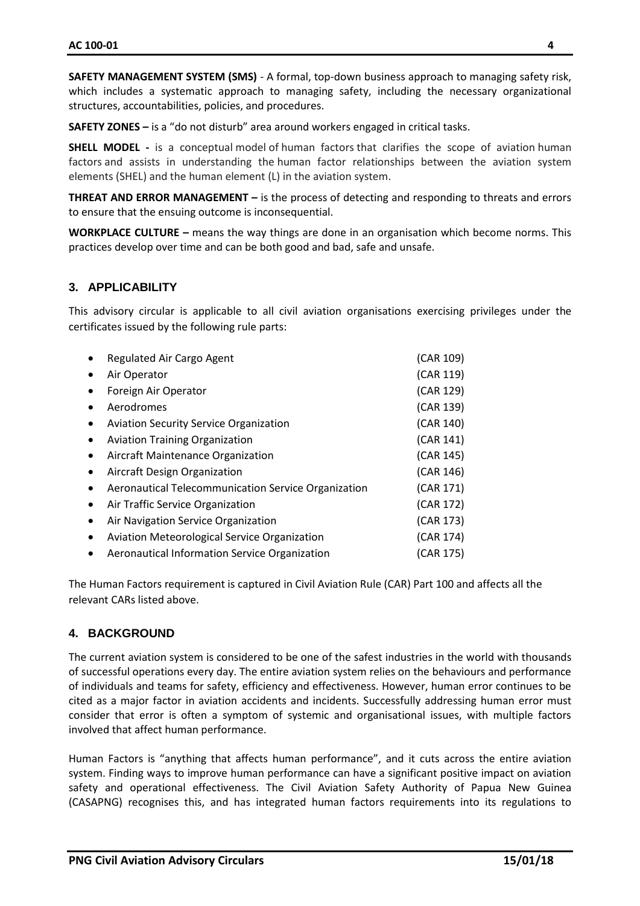**SAFETY MANAGEMENT SYSTEM (SMS)** - A formal, top-down business approach to managing safety risk, which includes a systematic approach to managing safety, including the necessary organizational structures, accountabilities, policies, and procedures.

**SAFETY ZONES –** is a "do not disturb" area around workers engaged in critical tasks.

**SHELL MODEL -** is a conceptual model of human factors that clarifies the scope of aviation human factors and assists in understanding the human factor relationships between the aviation system elements (SHEL) and the human element (L) in the aviation system.

**THREAT AND ERROR MANAGEMENT –** is the process of detecting and responding to threats and errors to ensure that the ensuing outcome is inconsequential.

**WORKPLACE CULTURE –** means the way things are done in an organisation which become norms. This practices develop over time and can be both good and bad, safe and unsafe.

## 3. APPLICABILITY

This advisory circular is applicable to all civil aviation organisations exercising privileges under the certificates issued by the following rule parts:

- Regulated Air Cargo Agent (CAR 109)
- Air Operator (CAR 119)
- Foreign Air Operator (CAR 129)
- Aerodromes (CAR 139)
- Aviation Security Service Organization (CAR 140)
- Aviation Training Organization (CAR 141)
- Aircraft Maintenance Organization (CAR 145)
- Aircraft Design Organization (CAR 146)
- Aeronautical Telecommunication Service Organization (CAR 171)
- Air Traffic Service Organization (CAR 172)
- Air Navigation Service Organization (CAR 173)
- Aviation Meteorological Service Organization (CAR 174)
- Aeronautical Information Service Organization (CAR 175)

The Human Factors requirement is captured in Civil Aviation Rule (CAR) Part 100 and affects all the relevant CARs listed above.

## 4. BACKGROUND

The current aviation system is considered to be one of the safest industries in the world with thousands of successful operations every day. The entire aviation system relies on the behaviours and performance of individuals and teams for safety, efficiency and effectiveness. However, human error continues to be cited as a major factor in aviation accidents and incidents. Successfully addressing human error must consider that error is often a symptom of systemic and organisational issues, with multiple factors involved that affect human performance.

Human Factors is "anything that affects human performance", and it cuts across the entire aviation system. Finding ways to improve human performance can have a significant positive impact on aviation safety and operational effectiveness. The Civil Aviation Safety Authority of Papua New Guinea (CASAPNG) recognises this, and has integrated human factors requirements into its regulations to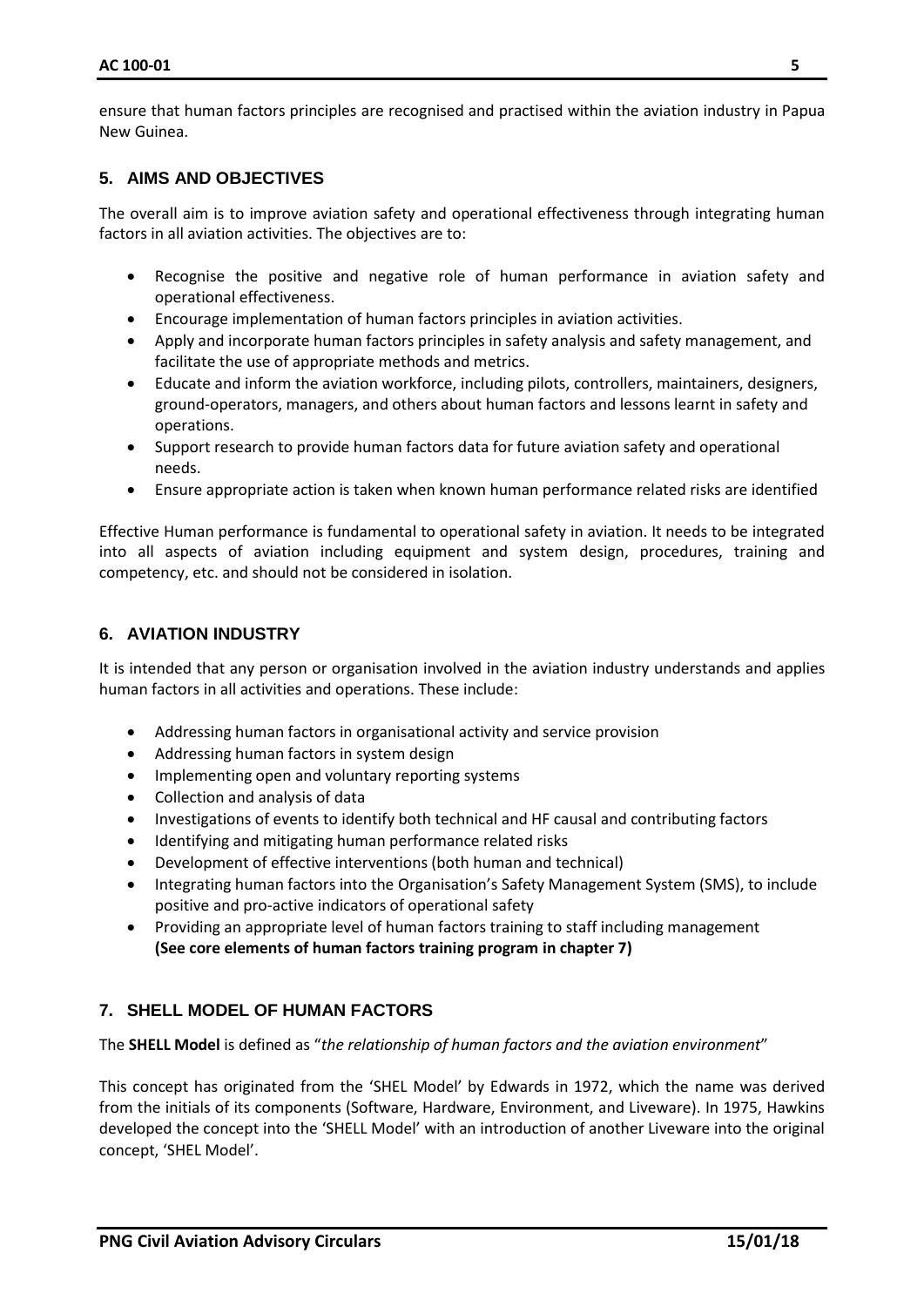ensure that human factors principles are recognised and practised within the aviation industry in Papua New Guinea.

## 5. AIMS AND OBJECTIVES

The overall aim is to improve aviation safety and operational effectiveness through integrating human factors in all aviation activities. The objectives are to:

- Recognise the positive and negative role of human performance in aviation safety and operational effectiveness.
- Encourage implementation of human factors principles in aviation activities.
- Apply and incorporate human factors principles in safety analysis and safety management, and facilitate the use of appropriate methods and metrics.
- Educate and inform the aviation workforce, including pilots, controllers, maintainers, designers, ground-operators, managers, and others about human factors and lessons learnt in safety and operations.
- Support research to provide human factors data for future aviation safety and operational needs.
- Ensure appropriate action is taken when known human performance related risks are identified

Effective Human performance is fundamental to operational safety in aviation. It needs to be integrated into all aspects of aviation including equipment and system design, procedures, training and competency, etc. and should not be considered in isolation.

## 6. AVIATION INDUSTRY

It is intended that any person or organisation involved in the aviation industry understands and applies human factors in all activities and operations. These include:

- Addressing human factors in organisational activity and service provision
- Addressing human factors in system design
- Implementing open and voluntary reporting systems
- Collection and analysis of data
- Investigations of events to identify both technical and HF causal and contributing factors
- Identifying and mitigating human performance related risks
- Development of effective interventions (both human and technical)
- Integrating human factors into the Organisation's Safety Management System (SMS), to include positive and pro-active indicators of operational safety
- Providing an appropriate level of human factors training to staff including management **(See core elements of human factors training program in chapter 7)**

## 7. SHELL MODEL OF HUMAN FACTORS

The **SHELL Model** is defined as "*the relationship of human factors and the aviation environment*"

This concept has originated from the 'SHEL Model' by Edwards in 1972, which the name was derived from the initials of its components (Software, Hardware, Environment, and Liveware). In 1975, Hawkins developed the concept into the 'SHELL Model' with an introduction of another Liveware into the original concept, 'SHEL Model'.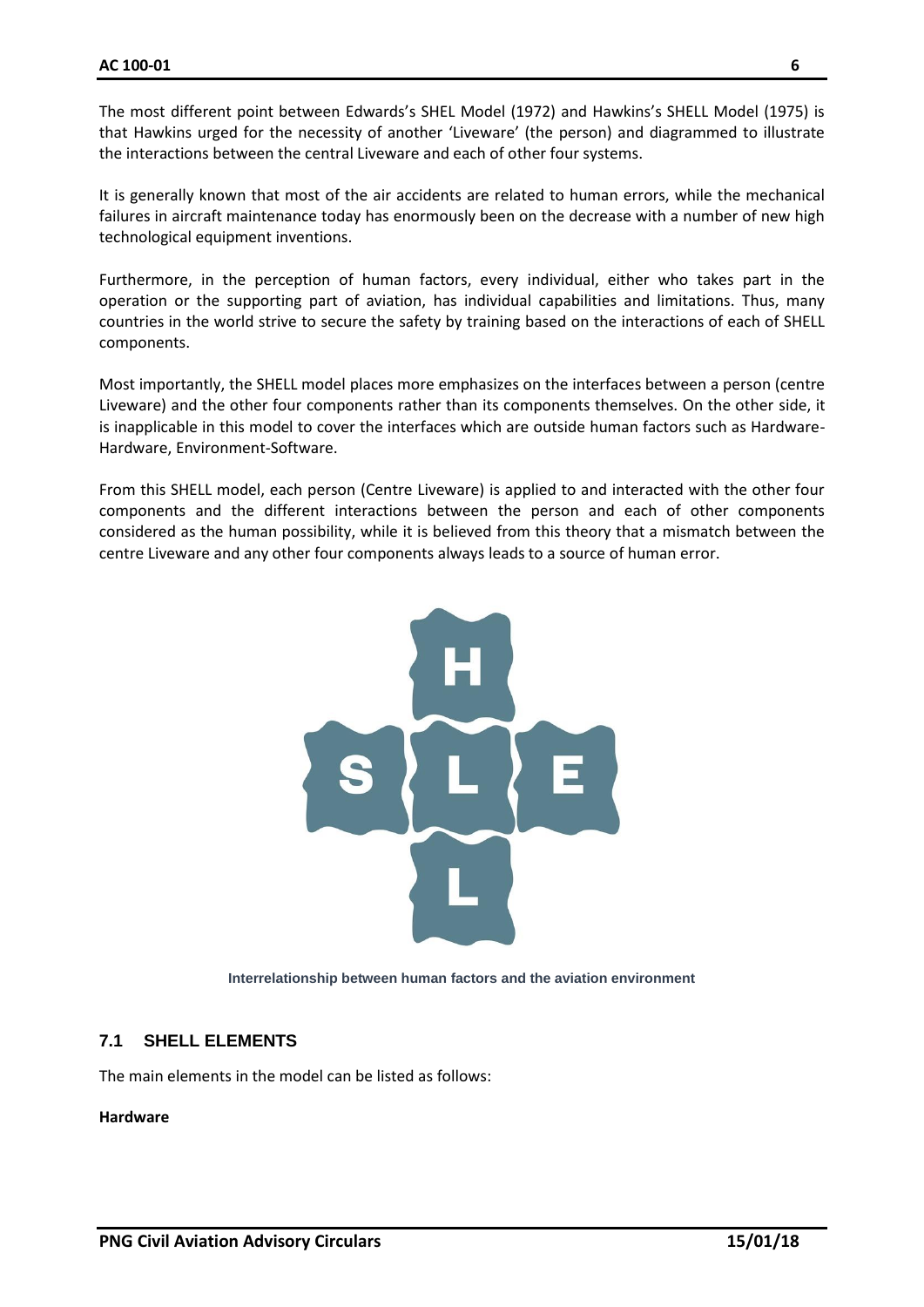The most different point between Edwards's SHEL Model (1972) and Hawkins's SHELL Model (1975) is that Hawkins urged for the necessity of another 'Liveware' (the person) and diagrammed to illustrate the interactions between the central Liveware and each of other four systems.

It is generally known that most of the air accidents are related to human errors, while the mechanical failures in aircraft maintenance today has enormously been on the decrease with a number of new high technological equipment inventions.

Furthermore, in the perception of human factors, every individual, either who takes part in the operation or the supporting part of aviation, has individual capabilities and limitations. Thus, many countries in the world strive to secure the safety by training based on the interactions of each of SHELL components.

Most importantly, the SHELL model places more emphasizes on the interfaces between a person (centre Liveware) and the other four components rather than its components themselves. On the other side, it is inapplicable in this model to cover the interfaces which are outside human factors such as Hardware-Hardware, Environment-Software.

From this SHELL model, each person (Centre Liveware) is applied to and interacted with the other four components and the different interactions between the person and each of other components considered as the human possibility, while it is believed from this theory that a mismatch between the centre Liveware and any other four components always leads to a source of human error.

Interrelationship between human factors and the aviation environment

## 7.1 SHELL ELEMENTS

The main elements in the model can be listed as follows:

**Hardware**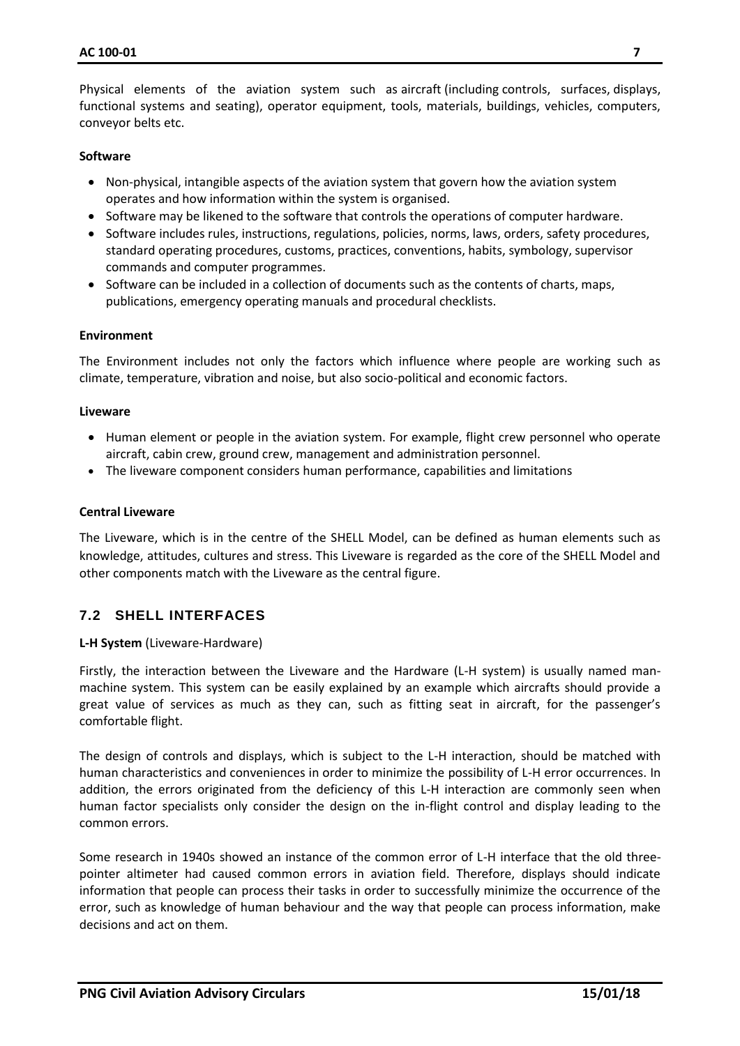Physical elements of the aviation system such as aircraft (including controls, surfaces, displays, functional systems and seating), operator equipment, tools, materials, buildings, vehicles, computers, conveyor belts etc.

**Software**

- Non-physical, intangible aspects of the aviation system that govern how the aviation system operates and how information within the system is organised.
- Software may be likened to the software that controls the operations of computer hardware.
- Software includes rules, instructions, regulations, policies, norms, laws, orders, safety procedures, standard operating procedures, customs, practices, conventions, habits, symbology, supervisor commands and computer programmes.
- Software can be included in a collection of documents such as the contents of charts, maps, publications, emergency operating manuals and procedural checklists.

**Environment**

The Environment includes not only the factors which influence where people are working such as climate, temperature, vibration and noise, but also socio-political and economic factors.

**Liveware**

- Human element or people in the aviation system. For example, flight crew personnel who operate aircraft, cabin crew, ground crew, management and administration personnel.
- The liveware component considers human performance, capabilities and limitations

**Central Liveware**

The Liveware, which is in the centre of the SHELL Model, can be defined as human elements such as knowledge, attitudes, cultures and stress. This Liveware is regarded as the core of the SHELL Model and other components match with the Liveware as the central figure.

## 7.2 SHELL INTERFACES

**L-H System** (Liveware-Hardware)

Firstly, the interaction between the Liveware and the Hardware (L-H system) is usually named man-machine system. This system can be easily explained by an example which aircrafts should provide a great value of services as much as they can, such as fitting seat in aircraft, for the passenger's comfortable flight.

The design of controls and displays, which is subject to the L-H interaction, should be matched with human characteristics and conveniences in order to minimize the possibility of L-H error occurrences. In addition, the errors originated from the deficiency of this L-H interaction are commonly seen when human factor specialists only consider the design on the in-flight control and display leading to the common errors.

Some research in 1940s showed an instance of the common error of L-H interface that the old three-pointer altimeter had caused common errors in aviation field. Therefore, displays should indicate information that people can process their tasks in order to successfully minimize the occurrence of the error, such as knowledge of human behaviour and the way that people can process information, make decisions and act on them.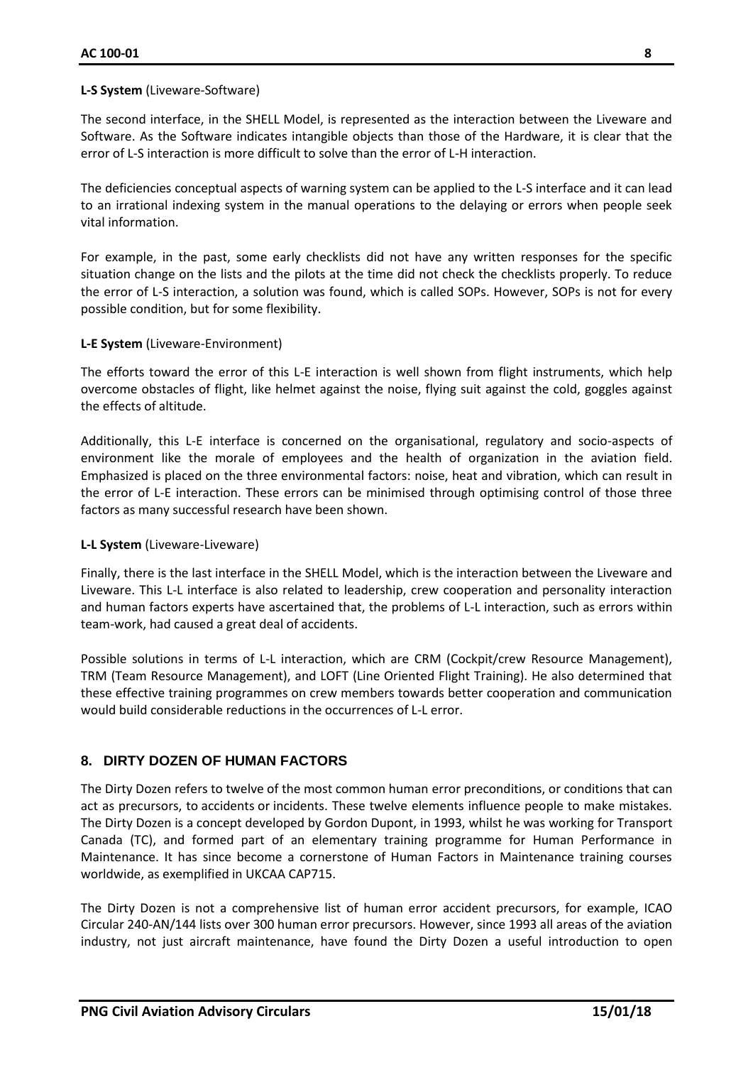**L-S System** (Liveware-Software)

The second interface, in the SHELL Model, is represented as the interaction between the Liveware and Software. As the Software indicates intangible objects than those of the Hardware, it is clear that the error of L-S interaction is more difficult to solve than the error of L-H interaction.

The deficiencies conceptual aspects of warning system can be applied to the L-S interface and it can lead to an irrational indexing system in the manual operations to the delaying or errors when people seek vital information.

For example, in the past, some early checklists did not have any written responses for the specific situation change on the lists and the pilots at the time did not check the checklists properly. To reduce the error of L-S interaction, a solution was found, which is called SOPs. However, SOPs is not for every possible condition, but for some flexibility.

**L-E System** (Liveware-Environment)

The efforts toward the error of this L-E interaction is well shown from flight instruments, which help overcome obstacles of flight, like helmet against the noise, flying suit against the cold, goggles against the effects of altitude.

Additionally, this L-E interface is concerned on the organisational, regulatory and socio-aspects of environment like the morale of employees and the health of organization in the aviation field. Emphasized is placed on the three environmental factors: noise, heat and vibration, which can result in the error of L-E interaction. These errors can be minimised through optimising control of those three factors as many successful research have been shown.

**L-L System** (Liveware-Liveware)

Finally, there is the last interface in the SHELL Model, which is the interaction between the Liveware and Liveware. This L-L interface is also related to leadership, crew cooperation and personality interaction and human factors experts have ascertained that, the problems of L-L interaction, such as errors within team-work, had caused a great deal of accidents.

Possible solutions in terms of L-L interaction, which are CRM (Cockpit/crew Resource Management), TRM (Team Resource Management), and LOFT (Line Oriented Flight Training). He also determined that these effective training programmes on crew members towards better cooperation and communication would build considerable reductions in the occurrences of L-L error.

## 8. DIRTY DOZEN OF HUMAN FACTORS

The Dirty Dozen refers to twelve of the most common human error preconditions, or conditions that can act as precursors, to accidents or incidents. These twelve elements influence people to make mistakes. The Dirty Dozen is a concept developed by Gordon Dupont, in 1993, whilst he was working for Transport Canada (TC), and formed part of an elementary training programme for Human Performance in Maintenance. It has since become a cornerstone of Human Factors in Maintenance training courses worldwide, as exemplified in UKCAA CAP715.

The Dirty Dozen is not a comprehensive list of human error accident precursors, for example, ICAO Circular 240-AN/144 lists over 300 human error precursors. However, since 1993 all areas of the aviation industry, not just aircraft maintenance, have found the Dirty Dozen a useful introduction to open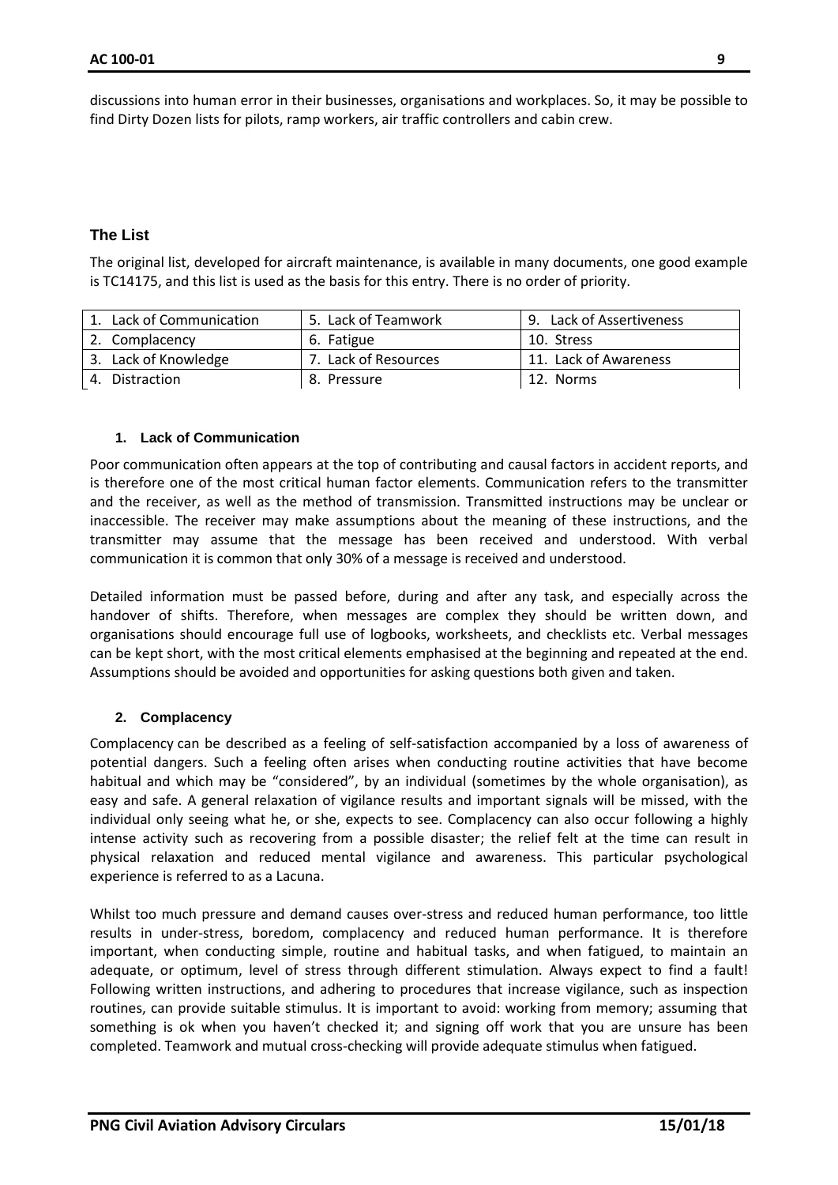discussions into human error in their businesses, organisations and workplaces. So, it may be possible to find Dirty Dozen lists for pilots, ramp workers, air traffic controllers and cabin crew.

## The List

The original list, developed for aircraft maintenance, is available in many documents, one good example is TC14175, and this list is used as the basis for this entry. There is no order of priority.

| | | |
|---|---|---|
| 1. Lack of Communication | 5. Lack of Teamwork | 9. Lack of Assertiveness |
| 2. Complacency | 6. Fatigue | 10. Stress |
| 3. Lack of Knowledge | 7. Lack of Resources | 11. Lack of Awareness |
| 4. Distraction | 8. Pressure | 12. Norms |

### 1. Lack of Communication

Poor communication often appears at the top of contributing and causal factors in accident reports, and is therefore one of the most critical human factor elements. Communication refers to the transmitter and the receiver, as well as the method of transmission. Transmitted instructions may be unclear or inaccessible. The receiver may make assumptions about the meaning of these instructions, and the transmitter may assume that the message has been received and understood. With verbal communication it is common that only 30% of a message is received and understood.

Detailed information must be passed before, during and after any task, and especially across the handover of shifts. Therefore, when messages are complex they should be written down, and organisations should encourage full use of logbooks, worksheets, and checklists etc. Verbal messages can be kept short, with the most critical elements emphasised at the beginning and repeated at the end. Assumptions should be avoided and opportunities for asking questions both given and taken.

### 2. Complacency

Complacency can be described as a feeling of self-satisfaction accompanied by a loss of awareness of potential dangers. Such a feeling often arises when conducting routine activities that have become habitual and which may be "considered", by an individual (sometimes by the whole organisation), as easy and safe. A general relaxation of vigilance results and important signals will be missed, with the individual only seeing what he, or she, expects to see. Complacency can also occur following a highly intense activity such as recovering from a possible disaster; the relief felt at the time can result in physical relaxation and reduced mental vigilance and awareness. This particular psychological experience is referred to as a Lacuna.

Whilst too much pressure and demand causes over-stress and reduced human performance, too little results in under-stress, boredom, complacency and reduced human performance. It is therefore important, when conducting simple, routine and habitual tasks, and when fatigued, to maintain an adequate, or optimum, level of stress through different stimulation. Always expect to find a fault! Following written instructions, and adhering to procedures that increase vigilance, such as inspection routines, can provide suitable stimulus. It is important to avoid: working from memory; assuming that something is ok when you haven't checked it; and signing off work that you are unsure has been completed. Teamwork and mutual cross-checking will provide adequate stimulus when fatigued.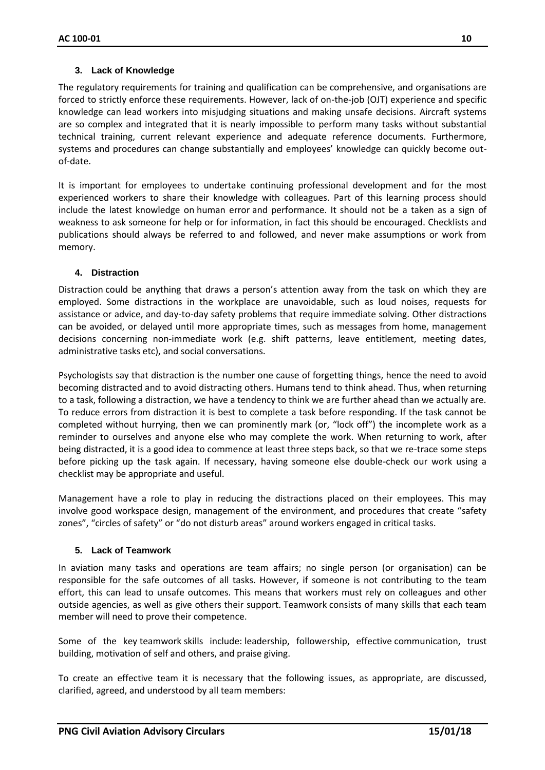### 3. Lack of Knowledge

The regulatory requirements for training and qualification can be comprehensive, and organisations are forced to strictly enforce these requirements. However, lack of on-the-job (OJT) experience and specific knowledge can lead workers into misjudging situations and making unsafe decisions. Aircraft systems are so complex and integrated that it is nearly impossible to perform many tasks without substantial technical training, current relevant experience and adequate reference documents. Furthermore, systems and procedures can change substantially and employees' knowledge can quickly become out-of-date.

It is important for employees to undertake continuing professional development and for the most experienced workers to share their knowledge with colleagues. Part of this learning process should include the latest knowledge on human error and performance. It should not be a taken as a sign of weakness to ask someone for help or for information, in fact this should be encouraged. Checklists and publications should always be referred to and followed, and never make assumptions or work from memory.

### 4. Distraction

Distraction could be anything that draws a person's attention away from the task on which they are employed. Some distractions in the workplace are unavoidable, such as loud noises, requests for assistance or advice, and day-to-day safety problems that require immediate solving. Other distractions can be avoided, or delayed until more appropriate times, such as messages from home, management decisions concerning non-immediate work (e.g. shift patterns, leave entitlement, meeting dates, administrative tasks etc), and social conversations.

Psychologists say that distraction is the number one cause of forgetting things, hence the need to avoid becoming distracted and to avoid distracting others. Humans tend to think ahead. Thus, when returning to a task, following a distraction, we have a tendency to think we are further ahead than we actually are. To reduce errors from distraction it is best to complete a task before responding. If the task cannot be completed without hurrying, then we can prominently mark (or, "lock off") the incomplete work as a reminder to ourselves and anyone else who may complete the work. When returning to work, after being distracted, it is a good idea to commence at least three steps back, so that we re-trace some steps before picking up the task again. If necessary, having someone else double-check our work using a checklist may be appropriate and useful.

Management have a role to play in reducing the distractions placed on their employees. This may involve good workspace design, management of the environment, and procedures that create "safety zones", "circles of safety" or "do not disturb areas" around workers engaged in critical tasks.

### 5. Lack of Teamwork

In aviation many tasks and operations are team affairs; no single person (or organisation) can be responsible for the safe outcomes of all tasks. However, if someone is not contributing to the team effort, this can lead to unsafe outcomes. This means that workers must rely on colleagues and other outside agencies, as well as give others their support. Teamwork consists of many skills that each team member will need to prove their competence.

Some of the key teamwork skills include: leadership, followership, effective communication, trust building, motivation of self and others, and praise giving.

To create an effective team it is necessary that the following issues, as appropriate, are discussed, clarified, agreed, and understood by all team members: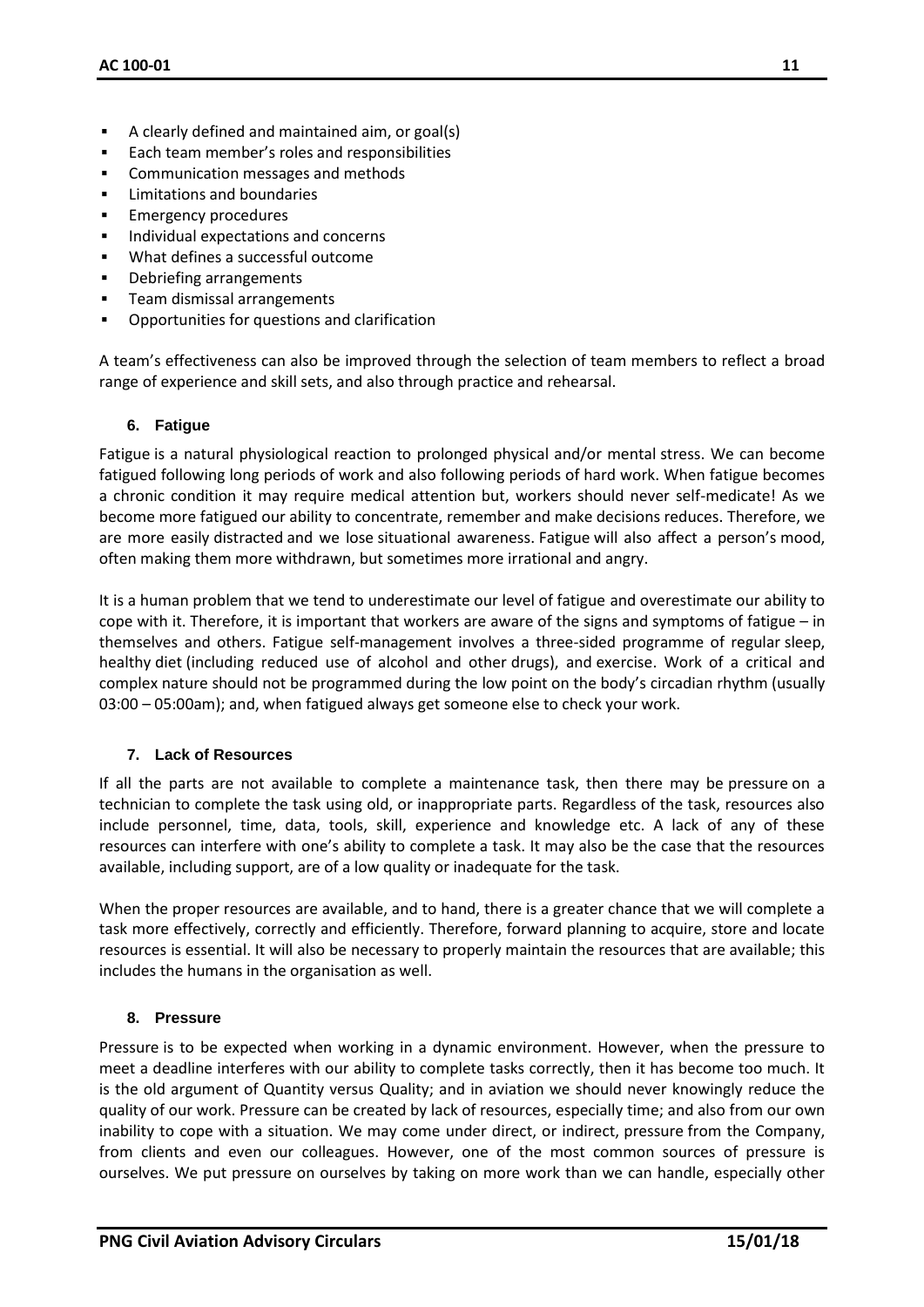- A clearly defined and maintained aim, or goal(s)
- Each team member's roles and responsibilities
- Communication messages and methods
- Limitations and boundaries
- Emergency procedures
- Individual expectations and concerns
- What defines a successful outcome
- Debriefing arrangements
- Team dismissal arrangements
- Opportunities for questions and clarification

A team's effectiveness can also be improved through the selection of team members to reflect a broad range of experience and skill sets, and also through practice and rehearsal.

### 6. Fatigue

Fatigue is a natural physiological reaction to prolonged physical and/or mental stress. We can become fatigued following long periods of work and also following periods of hard work. When fatigue becomes a chronic condition it may require medical attention but, workers should never self-medicate! As we become more fatigued our ability to concentrate, remember and make decisions reduces. Therefore, we are more easily distracted and we lose situational awareness. Fatigue will also affect a person's mood, often making them more withdrawn, but sometimes more irrational and angry.

It is a human problem that we tend to underestimate our level of fatigue and overestimate our ability to cope with it. Therefore, it is important that workers are aware of the signs and symptoms of fatigue – in themselves and others. Fatigue self-management involves a three-sided programme of regular sleep, healthy diet (including reduced use of alcohol and other drugs), and exercise. Work of a critical and complex nature should not be programmed during the low point on the body's circadian rhythm (usually 03:00 – 05:00am); and, when fatigued always get someone else to check your work.

### 7. Lack of Resources

If all the parts are not available to complete a maintenance task, then there may be pressure on a technician to complete the task using old, or inappropriate parts. Regardless of the task, resources also include personnel, time, data, tools, skill, experience and knowledge etc. A lack of any of these resources can interfere with one's ability to complete a task. It may also be the case that the resources available, including support, are of a low quality or inadequate for the task.

When the proper resources are available, and to hand, there is a greater chance that we will complete a task more effectively, correctly and efficiently. Therefore, forward planning to acquire, store and locate resources is essential. It will also be necessary to properly maintain the resources that are available; this includes the humans in the organisation as well.

### 8. Pressure

Pressure is to be expected when working in a dynamic environment. However, when the pressure to meet a deadline interferes with our ability to complete tasks correctly, then it has become too much. It is the old argument of Quantity versus Quality; and in aviation we should never knowingly reduce the quality of our work. Pressure can be created by lack of resources, especially time; and also from our own inability to cope with a situation. We may come under direct, or indirect, pressure from the Company, from clients and even our colleagues. However, one of the most common sources of pressure is ourselves. We put pressure on ourselves by taking on more work than we can handle, especially other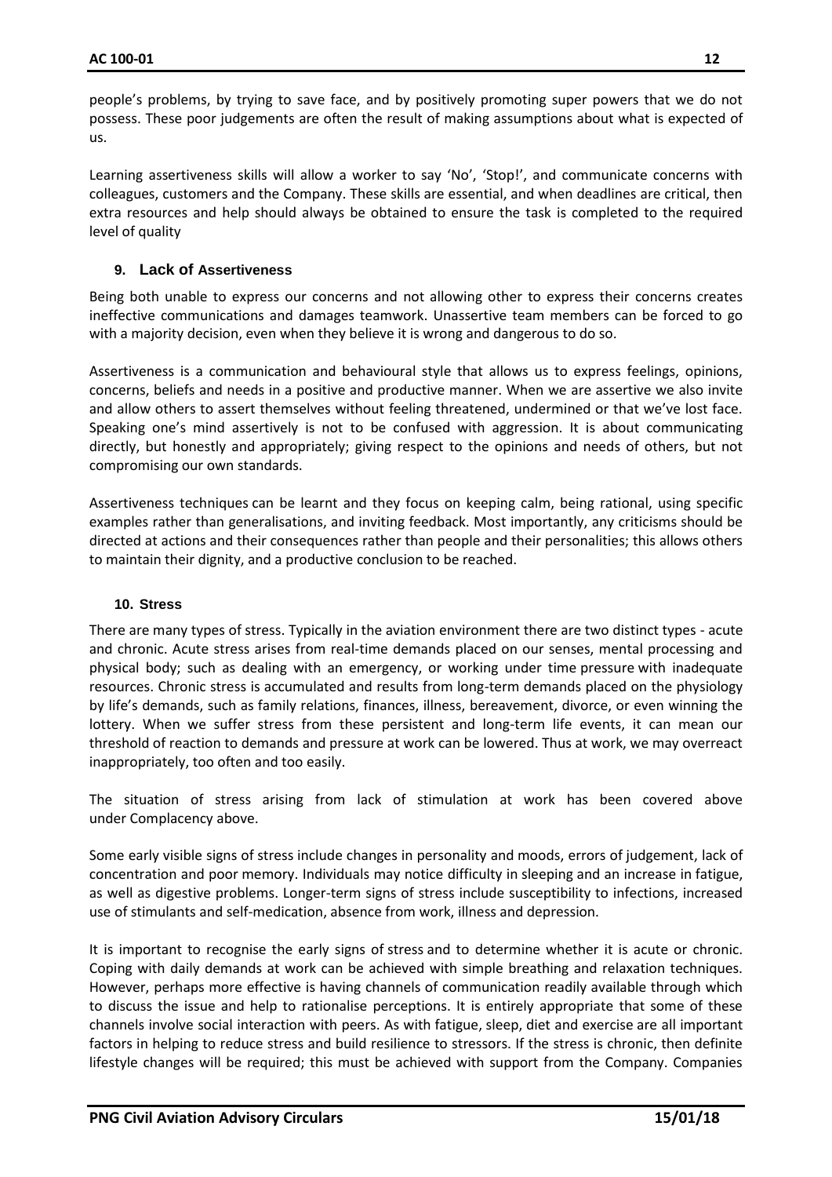people's problems, by trying to save face, and by positively promoting super powers that we do not possess. These poor judgements are often the result of making assumptions about what is expected of us.

Learning assertiveness skills will allow a worker to say 'No', 'Stop!', and communicate concerns with colleagues, customers and the Company. These skills are essential, and when deadlines are critical, then extra resources and help should always be obtained to ensure the task is completed to the required level of quality

## 9. Lack of Assertiveness

Being both unable to express our concerns and not allowing other to express their concerns creates ineffective communications and damages teamwork. Unassertive team members can be forced to go with a majority decision, even when they believe it is wrong and dangerous to do so.

Assertiveness is a communication and behavioural style that allows us to express feelings, opinions, concerns, beliefs and needs in a positive and productive manner. When we are assertive we also invite and allow others to assert themselves without feeling threatened, undermined or that we've lost face. Speaking one's mind assertively is not to be confused with aggression. It is about communicating directly, but honestly and appropriately; giving respect to the opinions and needs of others, but not compromising our own standards.

Assertiveness techniques can be learnt and they focus on keeping calm, being rational, using specific examples rather than generalisations, and inviting feedback. Most importantly, any criticisms should be directed at actions and their consequences rather than people and their personalities; this allows others to maintain their dignity, and a productive conclusion to be reached.

## 10. Stress

There are many types of stress. Typically in the aviation environment there are two distinct types - acute and chronic. Acute stress arises from real-time demands placed on our senses, mental processing and physical body; such as dealing with an emergency, or working under time pressure with inadequate resources. Chronic stress is accumulated and results from long-term demands placed on the physiology by life's demands, such as family relations, finances, illness, bereavement, divorce, or even winning the lottery. When we suffer stress from these persistent and long-term life events, it can mean our threshold of reaction to demands and pressure at work can be lowered. Thus at work, we may overreact inappropriately, too often and too easily.

The situation of stress arising from lack of stimulation at work has been covered above under Complacency above.

Some early visible signs of stress include changes in personality and moods, errors of judgement, lack of concentration and poor memory. Individuals may notice difficulty in sleeping and an increase in fatigue, as well as digestive problems. Longer-term signs of stress include susceptibility to infections, increased use of stimulants and self-medication, absence from work, illness and depression.

It is important to recognise the early signs of stress and to determine whether it is acute or chronic. Coping with daily demands at work can be achieved with simple breathing and relaxation techniques. However, perhaps more effective is having channels of communication readily available through which to discuss the issue and help to rationalise perceptions. It is entirely appropriate that some of these channels involve social interaction with peers. As with fatigue, sleep, diet and exercise are all important factors in helping to reduce stress and build resilience to stressors. If the stress is chronic, then definite lifestyle changes will be required; this must be achieved with support from the Company. Companies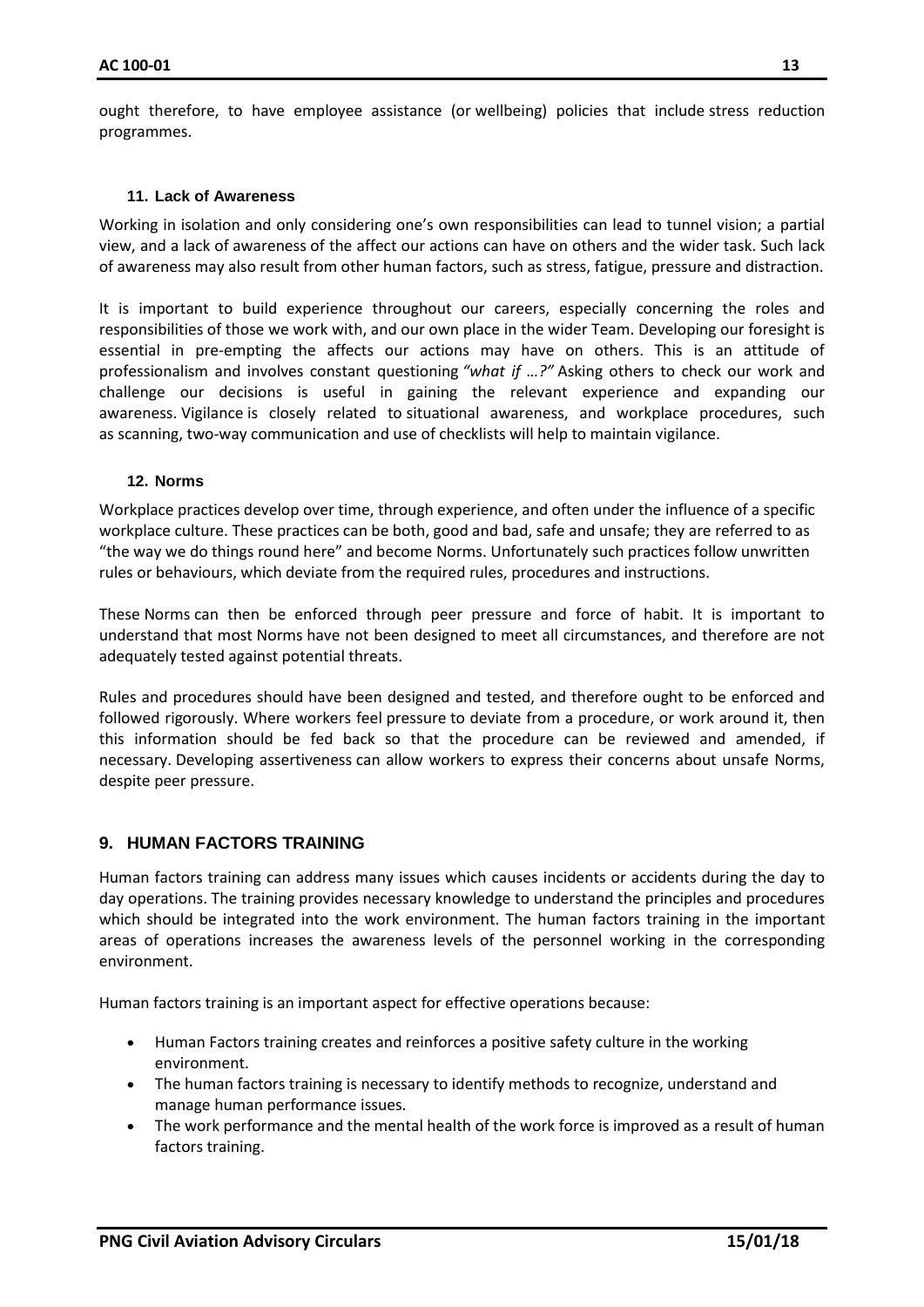ought therefore, to have employee assistance (or wellbeing) policies that include stress reduction programmes.

### 11. Lack of Awareness

Working in isolation and only considering one's own responsibilities can lead to tunnel vision; a partial view, and a lack of awareness of the affect our actions can have on others and the wider task. Such lack of awareness may also result from other human factors, such as stress, fatigue, pressure and distraction.

It is important to build experience throughout our careers, especially concerning the roles and responsibilities of those we work with, and our own place in the wider Team. Developing our foresight is essential in pre-empting the affects our actions may have on others. This is an attitude of professionalism and involves constant questioning *"what if …?"* Asking others to check our work and challenge our decisions is useful in gaining the relevant experience and expanding our awareness. Vigilance is closely related to situational awareness, and workplace procedures, such as scanning, two-way communication and use of checklists will help to maintain vigilance.

### 12. Norms

Workplace practices develop over time, through experience, and often under the influence of a specific workplace culture. These practices can be both, good and bad, safe and unsafe; they are referred to as "the way we do things round here" and become Norms. Unfortunately such practices follow unwritten rules or behaviours, which deviate from the required rules, procedures and instructions.

These Norms can then be enforced through peer pressure and force of habit. It is important to understand that most Norms have not been designed to meet all circumstances, and therefore are not adequately tested against potential threats.

Rules and procedures should have been designed and tested, and therefore ought to be enforced and followed rigorously. Where workers feel pressure to deviate from a procedure, or work around it, then this information should be fed back so that the procedure can be reviewed and amended, if necessary. Developing assertiveness can allow workers to express their concerns about unsafe Norms, despite peer pressure.

## 9. HUMAN FACTORS TRAINING

Human factors training can address many issues which causes incidents or accidents during the day to day operations. The training provides necessary knowledge to understand the principles and procedures which should be integrated into the work environment. The human factors training in the important areas of operations increases the awareness levels of the personnel working in the corresponding environment.

Human factors training is an important aspect for effective operations because:

- Human Factors training creates and reinforces a positive safety culture in the working environment.
- The human factors training is necessary to identify methods to recognize, understand and manage human performance issues.
- The work performance and the mental health of the work force is improved as a result of human factors training.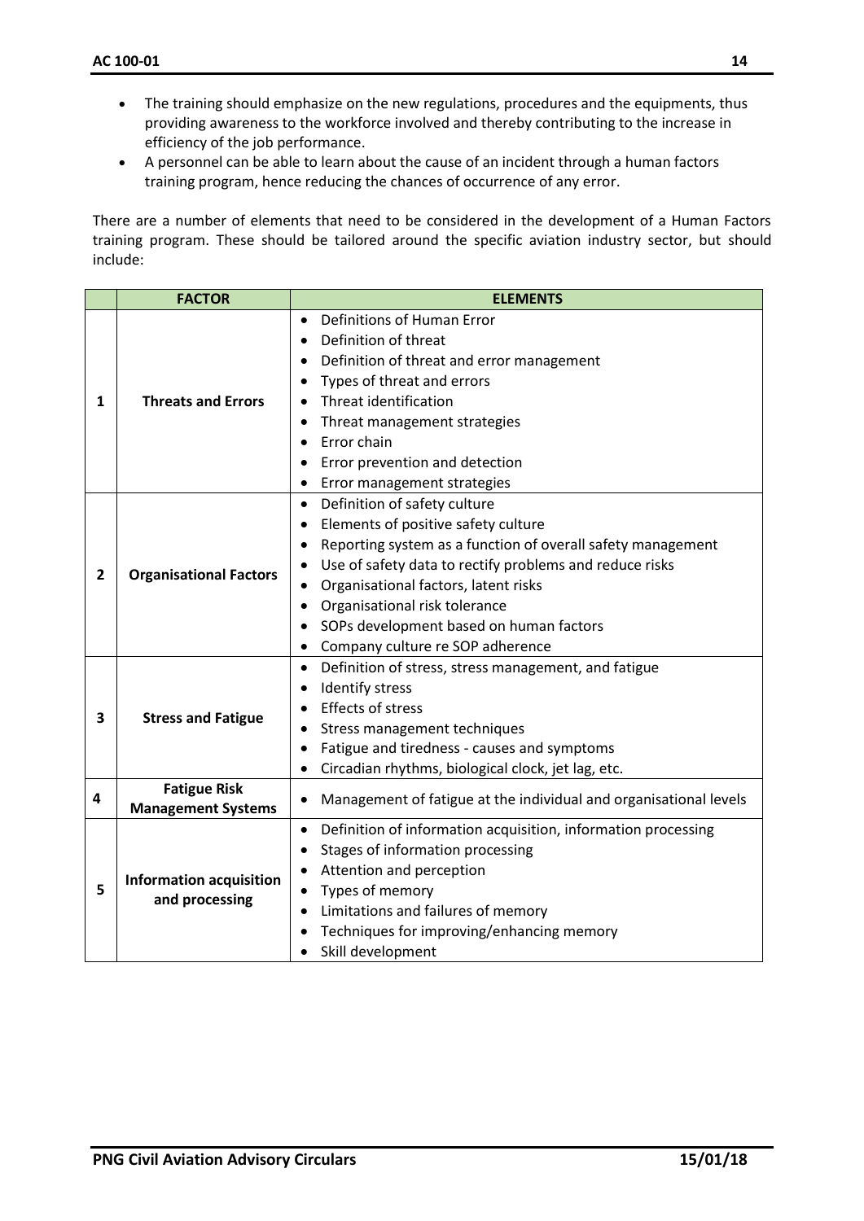- The training should emphasize on the new regulations, procedures and the equipments, thus providing awareness to the workforce involved and thereby contributing to the increase in efficiency of the job performance.
- A personnel can be able to learn about the cause of an incident through a human factors training program, hence reducing the chances of occurrence of any error.

There are a number of elements that need to be considered in the development of a Human Factors training program. These should be tailored around the specific aviation industry sector, but should include:

| | FACTOR | ELEMENTS |
|---|---|---|
| 1 | **Threats and Errors** | • Definitions of Human Error<br>• Definition of threat<br>• Definition of threat and error management<br>• Types of threat and errors<br>• Threat identification<br>• Threat management strategies<br>• Error chain<br>• Error prevention and detection<br>• Error management strategies |
| 2 | **Organisational Factors** | • Definition of safety culture<br>• Elements of positive safety culture<br>• Reporting system as a function of overall safety management<br>• Use of safety data to rectify problems and reduce risks<br>• Organisational factors, latent risks<br>• Organisational risk tolerance<br>• SOPs development based on human factors<br>• Company culture re SOP adherence |
| 3 | **Stress and Fatigue** | • Definition of stress, stress management, and fatigue<br>• Identify stress<br>• Effects of stress<br>• Stress management techniques<br>• Fatigue and tiredness - causes and symptoms<br>• Circadian rhythms, biological clock, jet lag, etc. |
| 4 | **Fatigue Risk Management Systems** | • Management of fatigue at the individual and organisational levels |
| 5 | **Information acquisition and processing** | • Definition of information acquisition, information processing<br>• Stages of information processing<br>• Attention and perception<br>• Types of memory<br>• Limitations and failures of memory<br>• Techniques for improving/enhancing memory<br>• Skill development |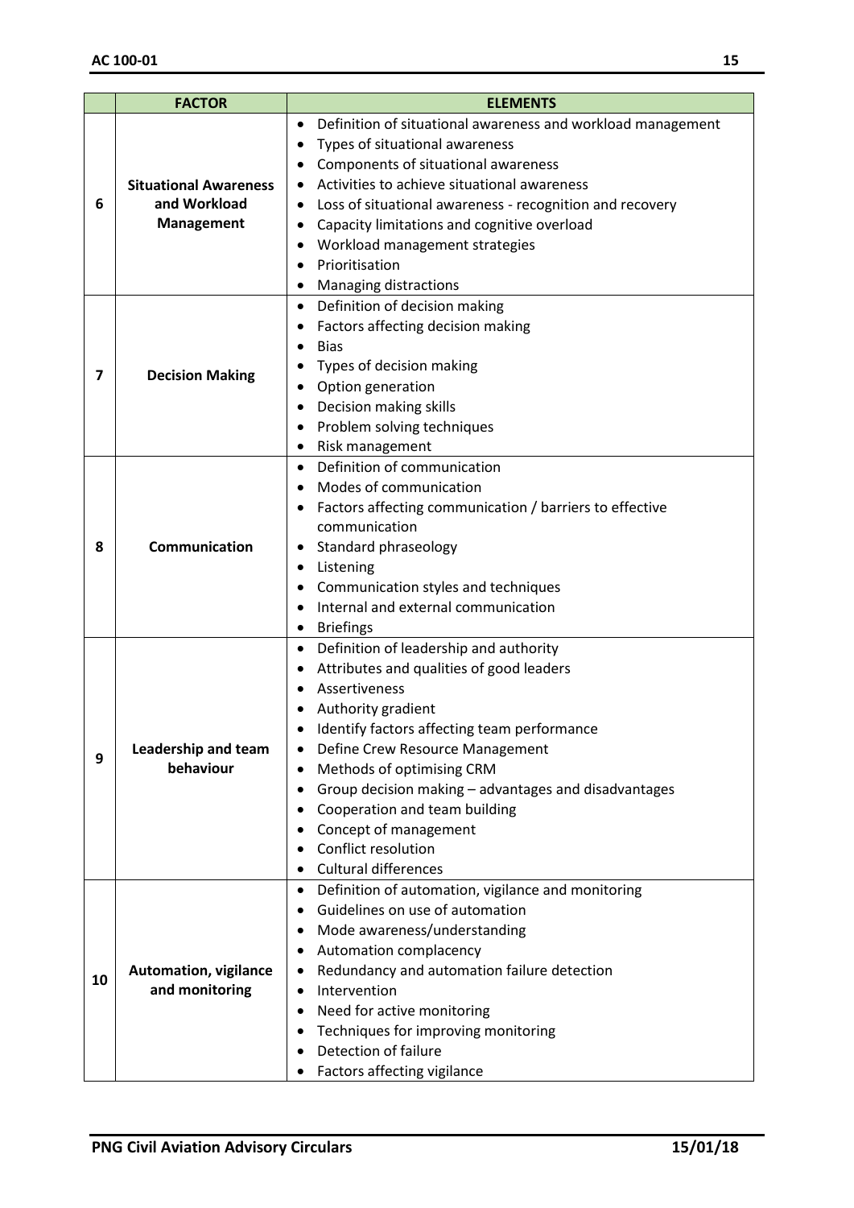| | FACTOR | ELEMENTS |
|---|---|---|
| 6 | **Situational Awareness and Workload Management** | • Definition of situational awareness and workload management<br>• Types of situational awareness<br>• Components of situational awareness<br>• Activities to achieve situational awareness<br>• Loss of situational awareness - recognition and recovery<br>• Capacity limitations and cognitive overload<br>• Workload management strategies<br>• Prioritisation<br>• Managing distractions |
| 7 | **Decision Making** | • Definition of decision making<br>• Factors affecting decision making<br>• Bias<br>• Types of decision making<br>• Option generation<br>• Decision making skills<br>• Problem solving techniques<br>• Risk management |
| 8 | **Communication** | • Definition of communication<br>• Modes of communication<br>• Factors affecting communication / barriers to effective communication<br>• Standard phraseology<br>• Listening<br>• Communication styles and techniques<br>• Internal and external communication<br>• Briefings |
| 9 | **Leadership and team behaviour** | • Definition of leadership and authority<br>• Attributes and qualities of good leaders<br>• Assertiveness<br>• Authority gradient<br>• Identify factors affecting team performance<br>• Define Crew Resource Management<br>• Methods of optimising CRM<br>• Group decision making – advantages and disadvantages<br>• Cooperation and team building<br>• Concept of management<br>• Conflict resolution<br>• Cultural differences |
| 10 | **Automation, vigilance and monitoring** | • Definition of automation, vigilance and monitoring<br>• Guidelines on use of automation<br>• Mode awareness/understanding<br>• Automation complacency<br>• Redundancy and automation failure detection<br>• Intervention<br>• Need for active monitoring<br>• Techniques for improving monitoring<br>• Detection of failure<br>• Factors affecting vigilance |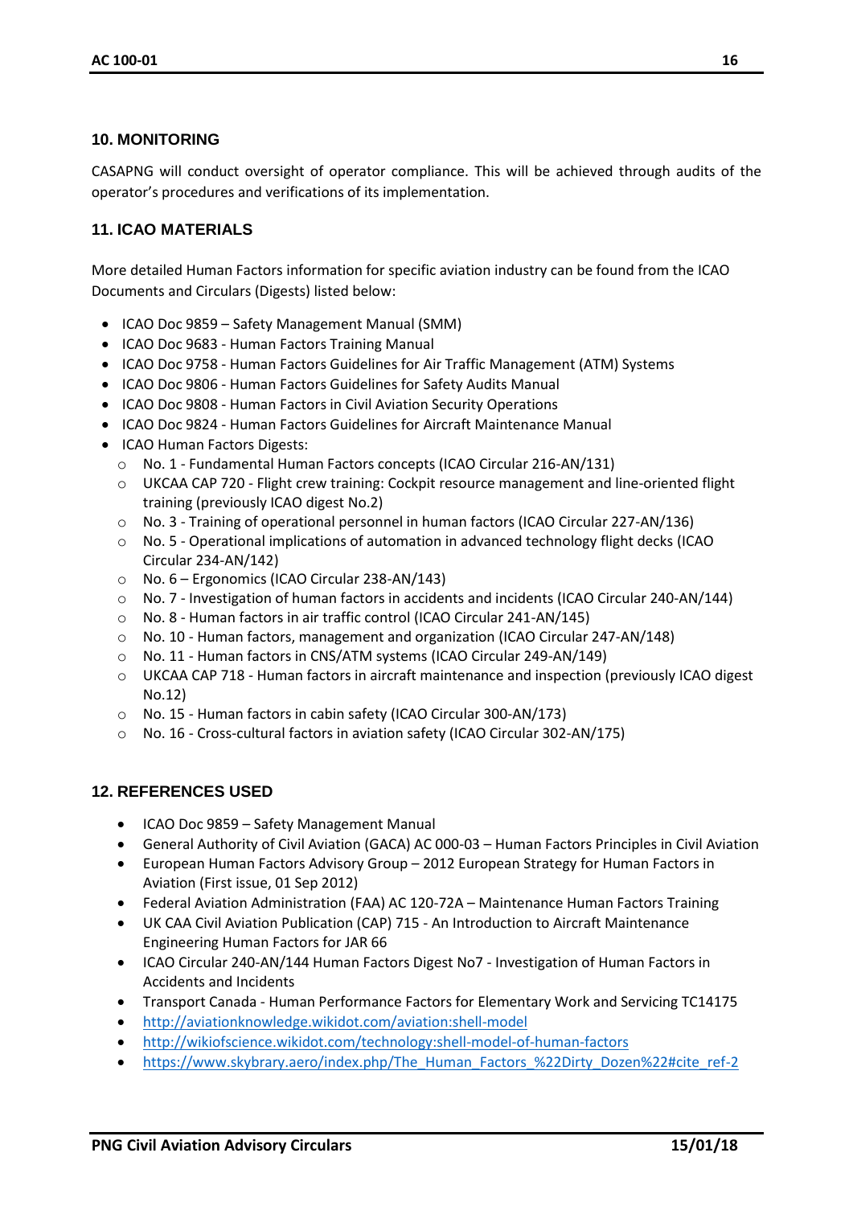## 10. MONITORING

CASAPNG will conduct oversight of operator compliance. This will be achieved through audits of the operator's procedures and verifications of its implementation.

## 11. ICAO MATERIALS

More detailed Human Factors information for specific aviation industry can be found from the ICAO Documents and Circulars (Digests) listed below:

- ICAO Doc 9859 – Safety Management Manual (SMM)
- ICAO Doc 9683 - Human Factors Training Manual
- ICAO Doc 9758 - Human Factors Guidelines for Air Traffic Management (ATM) Systems
- ICAO Doc 9806 - Human Factors Guidelines for Safety Audits Manual
- ICAO Doc 9808 - Human Factors in Civil Aviation Security Operations
- ICAO Doc 9824 - Human Factors Guidelines for Aircraft Maintenance Manual
- ICAO Human Factors Digests:
    - No. 1 - Fundamental Human Factors concepts (ICAO Circular 216-AN/131)
    - UKCAA CAP 720 - Flight crew training: Cockpit resource management and line-oriented flight training (previously ICAO digest No.2)
    - No. 3 - Training of operational personnel in human factors (ICAO Circular 227-AN/136)
    - No. 5 - Operational implications of automation in advanced technology flight decks (ICAO Circular 234-AN/142)
    - No. 6 – Ergonomics (ICAO Circular 238-AN/143)
    - No. 7 - Investigation of human factors in accidents and incidents (ICAO Circular 240-AN/144)
    - No. 8 - Human factors in air traffic control (ICAO Circular 241-AN/145)
    - No. 10 - Human factors, management and organization (ICAO Circular 247-AN/148)
    - No. 11 - Human factors in CNS/ATM systems (ICAO Circular 249-AN/149)
    - UKCAA CAP 718 - Human factors in aircraft maintenance and inspection (previously ICAO digest No.12)
    - No. 15 - Human factors in cabin safety (ICAO Circular 300-AN/173)
    - No. 16 - Cross-cultural factors in aviation safety (ICAO Circular 302-AN/175)

## 12. REFERENCES USED

- ICAO Doc 9859 – Safety Management Manual
- General Authority of Civil Aviation (GACA) AC 000-03 – Human Factors Principles in Civil Aviation
- European Human Factors Advisory Group – 2012 European Strategy for Human Factors in Aviation (First issue, 01 Sep 2012)
- Federal Aviation Administration (FAA) AC 120-72A – Maintenance Human Factors Training
- UK CAA Civil Aviation Publication (CAP) 715 - An Introduction to Aircraft Maintenance Engineering Human Factors for JAR 66
- ICAO Circular 240-AN/144 Human Factors Digest No7 - Investigation of Human Factors in Accidents and Incidents
- Transport Canada - Human Performance Factors for Elementary Work and Servicing TC14175
- http://aviationknowledge.wikidot.com/aviation:shell-model
- http://wikiofscience.wikidot.com/technology:shell-model-of-human-factors
- https://www.skybrary.aero/index.php/The_Human_Factors_%22Dirty_Dozen%22#cite_ref-2